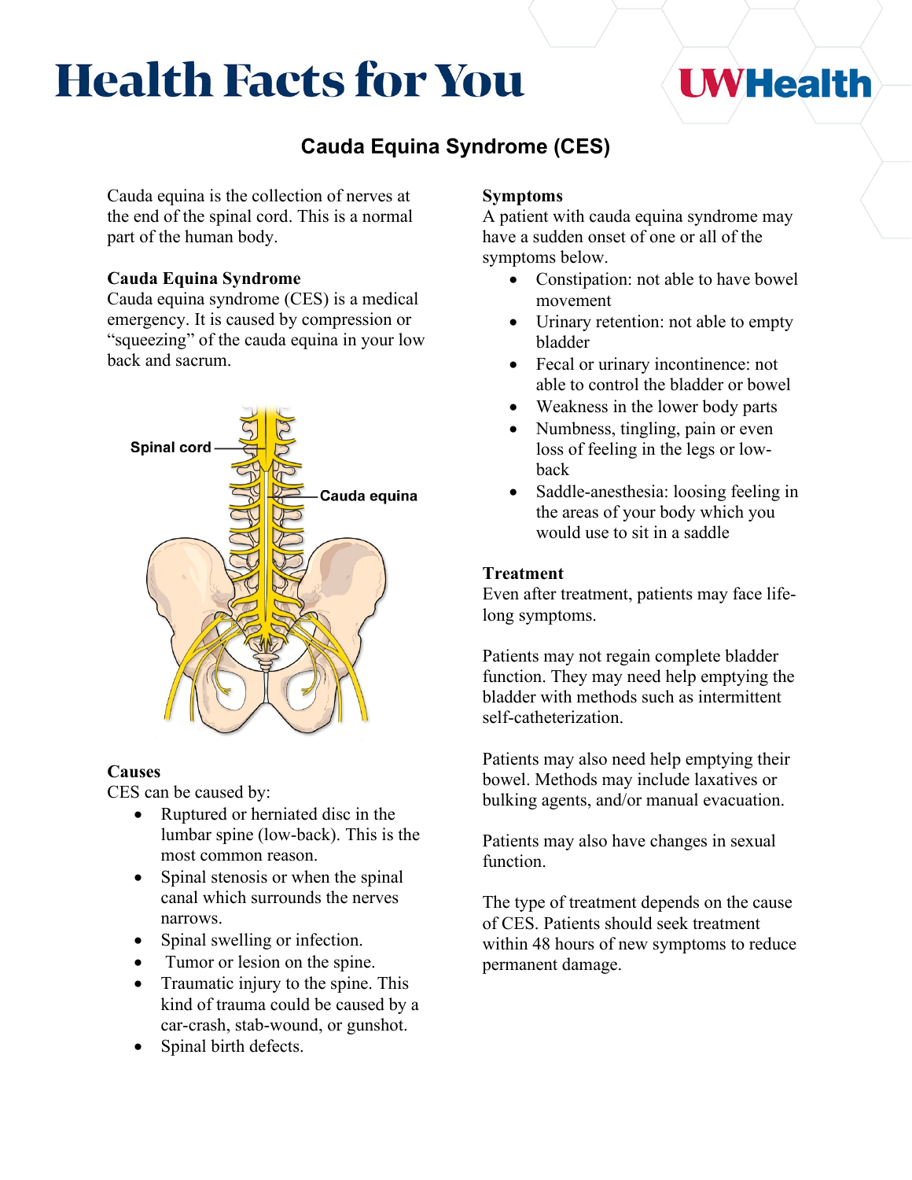# Health Facts for You

UW Health

## Cauda Equina Syndrome (CES)

Cauda equina is the collection of nerves at the end of the spinal cord. This is a normal part of the human body.

### Cauda Equina Syndrome

Cauda equina syndrome (CES) is a medical emergency. It is caused by compression or "squeezing" of the cauda equina in your low back and sacrum.

Spinal cord

Cauda equina

### Causes

CES can be caused by:

- Ruptured or herniated disc in the lumbar spine (low-back). This is the most common reason.
- Spinal stenosis or when the spinal canal which surrounds the nerves narrows.
- Spinal swelling or infection.
- Tumor or lesion on the spine.
- Traumatic injury to the spine. This kind of trauma could be caused by a car-crash, stab-wound, or gunshot.
- Spinal birth defects.

### Symptoms

A patient with cauda equina syndrome may have a sudden onset of one or all of the symptoms below.

- Constipation: not able to have bowel movement
- Urinary retention: not able to empty bladder
- Fecal or urinary incontinence: not able to control the bladder or bowel
- Weakness in the lower body parts
- Numbness, tingling, pain or even loss of feeling in the legs or low-back
- Saddle-anesthesia: loosing feeling in the areas of your body which you would use to sit in a saddle

### Treatment

Even after treatment, patients may face life-long symptoms.

Patients may not regain complete bladder function. They may need help emptying the bladder with methods such as intermittent self-catheterization.

Patients may also need help emptying their bowel. Methods may include laxatives or bulking agents, and/or manual evacuation.

Patients may also have changes in sexual function.

The type of treatment depends on the cause of CES. Patients should seek treatment within 48 hours of new symptoms to reduce permanent damage.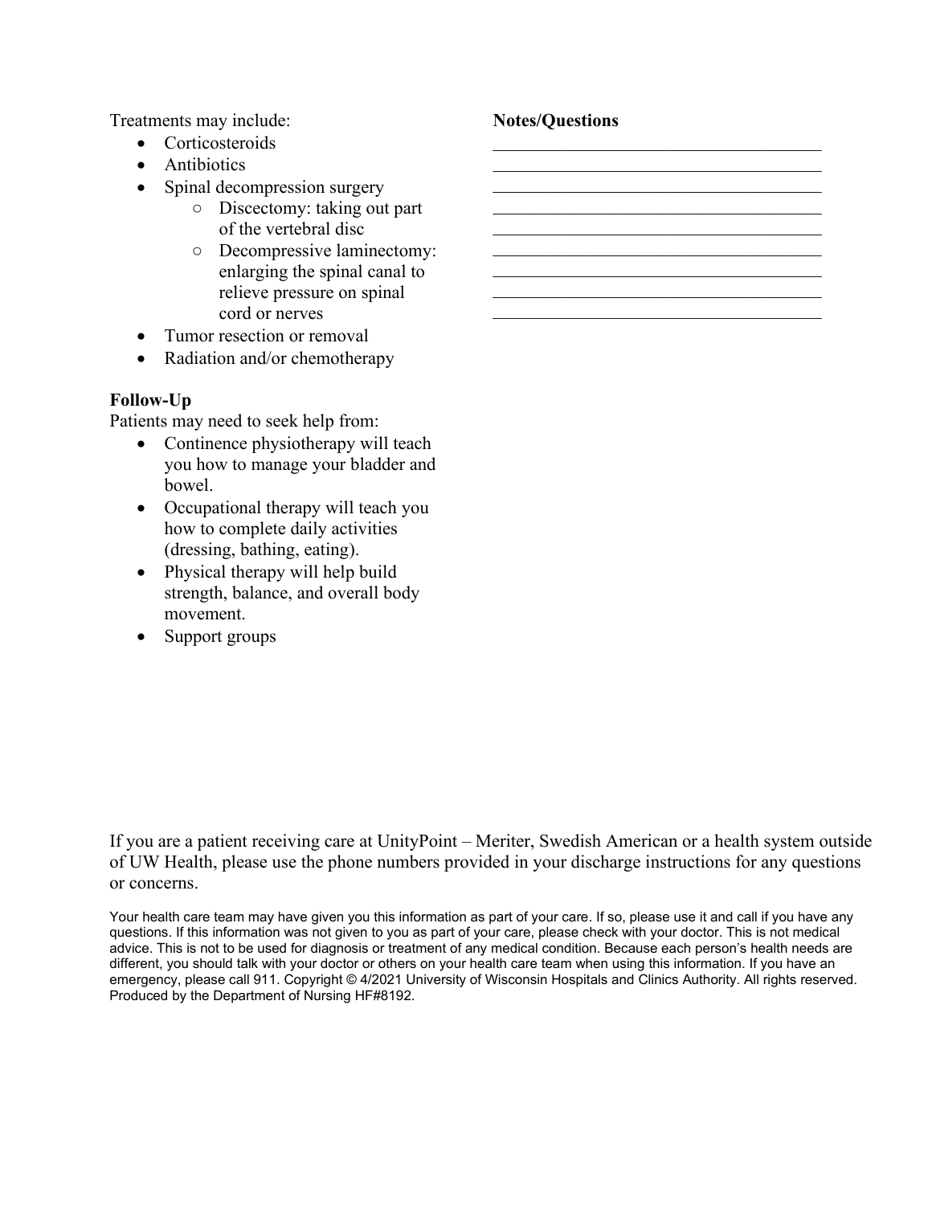Treatments may include:

- Corticosteroids
- Antibiotics
- Spinal decompression surgery
  - Discectomy: taking out part of the vertebral disc
  - Decompressive laminectomy: enlarging the spinal canal to relieve pressure on spinal cord or nerves
- Tumor resection or removal
- Radiation and/or chemotherapy

**Follow-Up**

Patients may need to seek help from:

- Continence physiotherapy will teach you how to manage your bladder and bowel.
- Occupational therapy will teach you how to complete daily activities (dressing, bathing, eating).
- Physical therapy will help build strength, balance, and overall body movement.
- Support groups

**Notes/Questions**

\_\_\_\_\_\_\_\_\_\_\_\_\_\_\_\_\_\_\_\_\_\_\_\_\_\_\_\_\_\_\_\_\_\_\_\_\_\_\_\_

\_\_\_\_\_\_\_\_\_\_\_\_\_\_\_\_\_\_\_\_\_\_\_\_\_\_\_\_\_\_\_\_\_\_\_\_\_\_\_\_

\_\_\_\_\_\_\_\_\_\_\_\_\_\_\_\_\_\_\_\_\_\_\_\_\_\_\_\_\_\_\_\_\_\_\_\_\_\_\_\_

\_\_\_\_\_\_\_\_\_\_\_\_\_\_\_\_\_\_\_\_\_\_\_\_\_\_\_\_\_\_\_\_\_\_\_\_\_\_\_\_

\_\_\_\_\_\_\_\_\_\_\_\_\_\_\_\_\_\_\_\_\_\_\_\_\_\_\_\_\_\_\_\_\_\_\_\_\_\_\_\_

\_\_\_\_\_\_\_\_\_\_\_\_\_\_\_\_\_\_\_\_\_\_\_\_\_\_\_\_\_\_\_\_\_\_\_\_\_\_\_\_

\_\_\_\_\_\_\_\_\_\_\_\_\_\_\_\_\_\_\_\_\_\_\_\_\_\_\_\_\_\_\_\_\_\_\_\_\_\_\_\_

\_\_\_\_\_\_\_\_\_\_\_\_\_\_\_\_\_\_\_\_\_\_\_\_\_\_\_\_\_\_\_\_\_\_\_\_\_\_\_\_

\_\_\_\_\_\_\_\_\_\_\_\_\_\_\_\_\_\_\_\_\_\_\_\_\_\_\_\_\_\_\_\_\_\_\_\_\_\_\_\_

If you are a patient receiving care at UnityPoint – Meriter, Swedish American or a health system outside of UW Health, please use the phone numbers provided in your discharge instructions for any questions or concerns.

Your health care team may have given you this information as part of your care. If so, please use it and call if you have any questions. If this information was not given to you as part of your care, please check with your doctor. This is not medical advice. This is not to be used for diagnosis or treatment of any medical condition. Because each person's health needs are different, you should talk with your doctor or others on your health care team when using this information. If you have an emergency, please call 911. Copyright © 4/2021 University of Wisconsin Hospitals and Clinics Authority. All rights reserved. Produced by the Department of Nursing HF#8192.